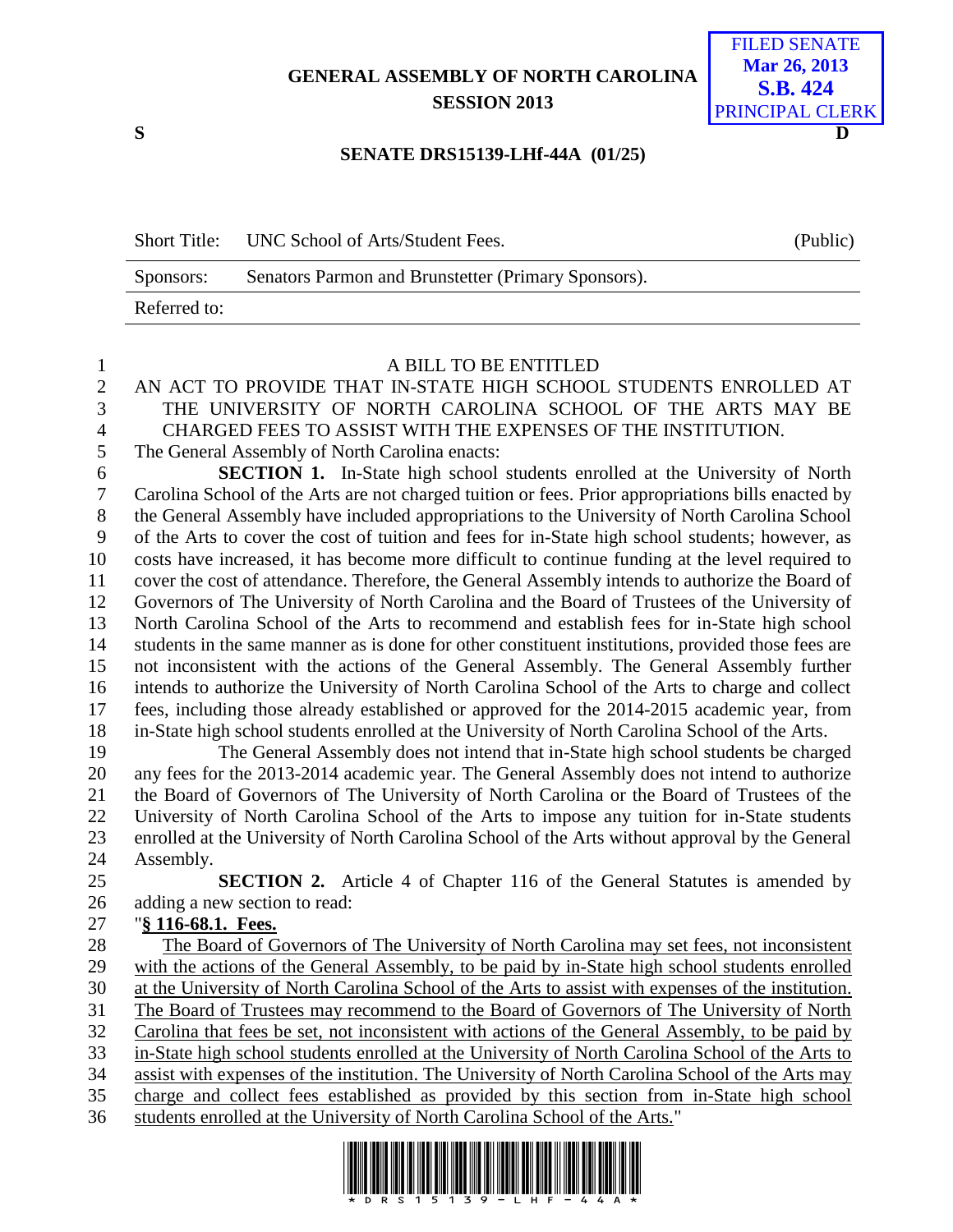**GENERAL ASSEMBLY OF NORTH CAROLINA**
**SESSION 2013**

FILED SENATE
**Mar 26, 2013**
**S.B. 424**
PRINCIPAL CLERK

**S** **D**

**SENATE DRS15139-LHf-44A (01/25)**

| Short Title: | UNC School of Arts/Student Fees. | (Public) |
|---|---|---|
| Sponsors: | Senators Parmon and Brunstetter (Primary Sponsors). | |
| Referred to: | | |

A BILL TO BE ENTITLED

AN ACT TO PROVIDE THAT IN-STATE HIGH SCHOOL STUDENTS ENROLLED AT THE UNIVERSITY OF NORTH CAROLINA SCHOOL OF THE ARTS MAY BE CHARGED FEES TO ASSIST WITH THE EXPENSES OF THE INSTITUTION.

The General Assembly of North Carolina enacts:

**SECTION 1.** In-State high school students enrolled at the University of North Carolina School of the Arts are not charged tuition or fees. Prior appropriations bills enacted by the General Assembly have included appropriations to the University of North Carolina School of the Arts to cover the cost of tuition and fees for in-State high school students; however, as costs have increased, it has become more difficult to continue funding at the level required to cover the cost of attendance. Therefore, the General Assembly intends to authorize the Board of Governors of The University of North Carolina and the Board of Trustees of the University of North Carolina School of the Arts to recommend and establish fees for in-State high school students in the same manner as is done for other constituent institutions, provided those fees are not inconsistent with the actions of the General Assembly. The General Assembly further intends to authorize the University of North Carolina School of the Arts to charge and collect fees, including those already established or approved for the 2014-2015 academic year, from in-State high school students enrolled at the University of North Carolina School of the Arts.

The General Assembly does not intend that in-State high school students be charged any fees for the 2013-2014 academic year. The General Assembly does not intend to authorize the Board of Governors of The University of North Carolina or the Board of Trustees of the University of North Carolina School of the Arts to impose any tuition for in-State students enrolled at the University of North Carolina School of the Arts without approval by the General Assembly.

**SECTION 2.** Article 4 of Chapter 116 of the General Statutes is amended by adding a new section to read:

"**<u>§ 116-68.1. Fees.</u>**

<u>The Board of Governors of The University of North Carolina may set fees, not inconsistent with the actions of the General Assembly, to be paid by in-State high school students enrolled at the University of North Carolina School of the Arts to assist with expenses of the institution. The Board of Trustees may recommend to the Board of Governors of The University of North Carolina that fees be set, not inconsistent with actions of the General Assembly, to be paid by in-State high school students enrolled at the University of North Carolina School of the Arts to assist with expenses of the institution. The University of North Carolina School of the Arts may charge and collect fees established as provided by this section from in-State high school students enrolled at the University of North Carolina School of the Arts.</u>"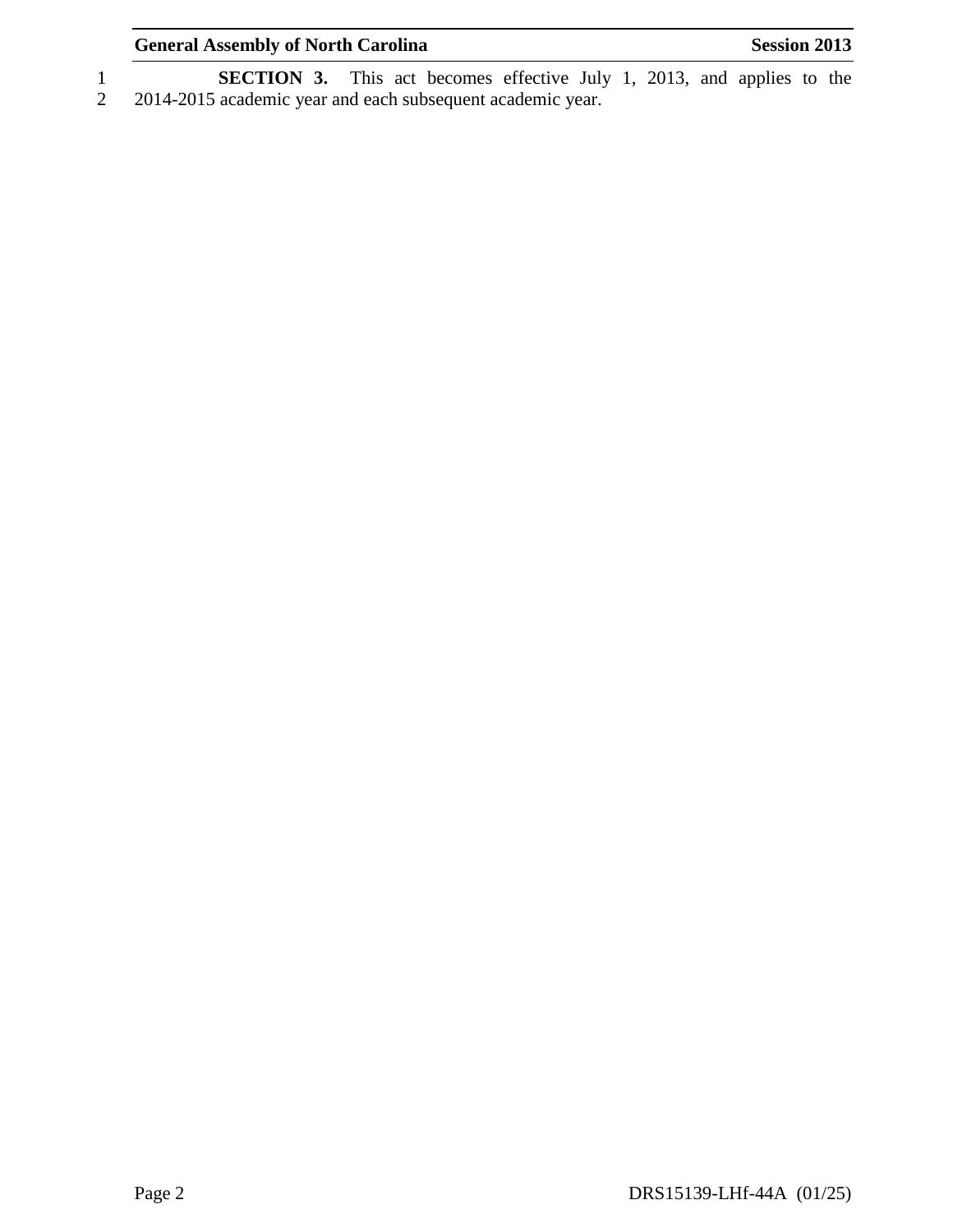**SECTION 3.** This act becomes effective July 1, 2013, and applies to the 2014-2015 academic year and each subsequent academic year.